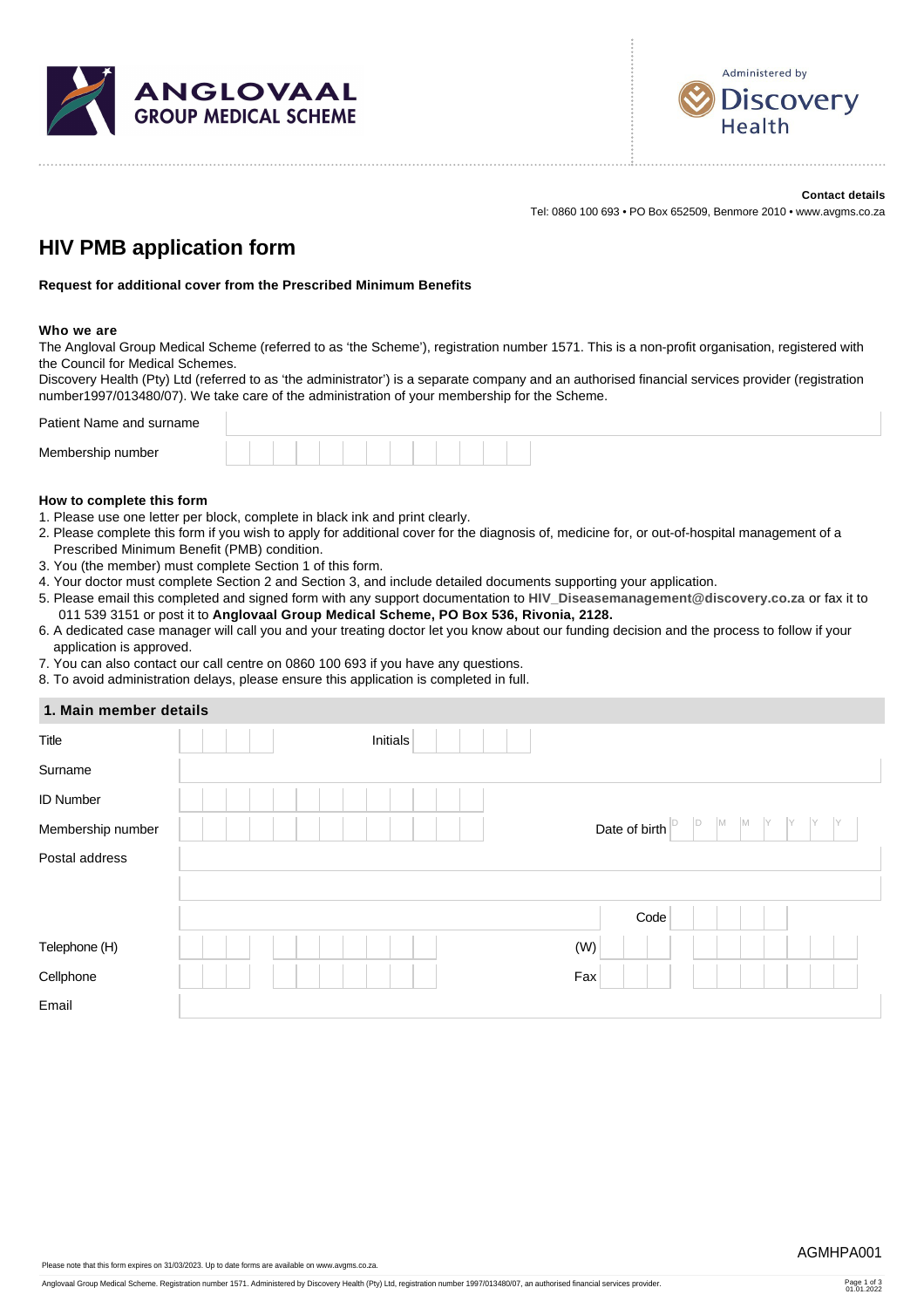ANGLOVAAL GROUP MEDICAL SCHEME

Administered by Discovery Health

**Contact details**

Tel: 0860 100 693 • PO Box 652509, Benmore 2010 • www.avgms.co.za

# HIV PMB application form

**Request for additional cover from the Prescribed Minimum Benefits**

**Who we are**

The Anglovaal Group Medical Scheme (referred to as 'the Scheme'), registration number 1571. This is a non-profit organisation, registered with the Council for Medical Schemes.

Discovery Health (Pty) Ltd (referred to as 'the administrator') is a separate company and an authorised financial services provider (registration number1997/013480/07). We take care of the administration of your membership for the Scheme.

| | |
|---|---|
| Patient Name and surname | |
| Membership number | |

**How to complete this form**

1. Please use one letter per block, complete in black ink and print clearly.
2. Please complete this form if you wish to apply for additional cover for the diagnosis of, medicine for, or out-of-hospital management of a Prescribed Minimum Benefit (PMB) condition.
3. You (the member) must complete Section 1 of this form.
4. Your doctor must complete Section 2 and Section 3, and include detailed documents supporting your application.
5. Please email this completed and signed form with any support documentation to **HIV_Diseasemanagement@discovery.co.za** or fax it to 011 539 3151 or post it to **Anglovaal Group Medical Scheme, PO Box 536, Rivonia, 2128.**
6. A dedicated case manager will call you and your treating doctor let you know about our funding decision and the process to follow if your application is approved.
7. You can also contact our call centre on 0860 100 693 if you have any questions.
8. To avoid administration delays, please ensure this application is completed in full.

## 1. Main member details

| | | | |
|---|---|---|---|
| Title | | Initials | |
| Surname | | | |
| ID Number | | | |
| Membership number | | Date of birth | D D M M Y Y Y Y |
| Postal address | | | |
| | | | |
| | | Code | |
| Telephone (H) | | (W) | |
| Cellphone | | Fax | |
| Email | | | |

AGMHPA001

Please note that this form expires on 31/03/2023. Up to date forms are available on www.avgms.co.za.

Anglovaal Group Medical Scheme. Registration number 1571. Administered by Discovery Health (Pty) Ltd, registration number 1997/013480/07, an authorised financial services provider.

01.01.2022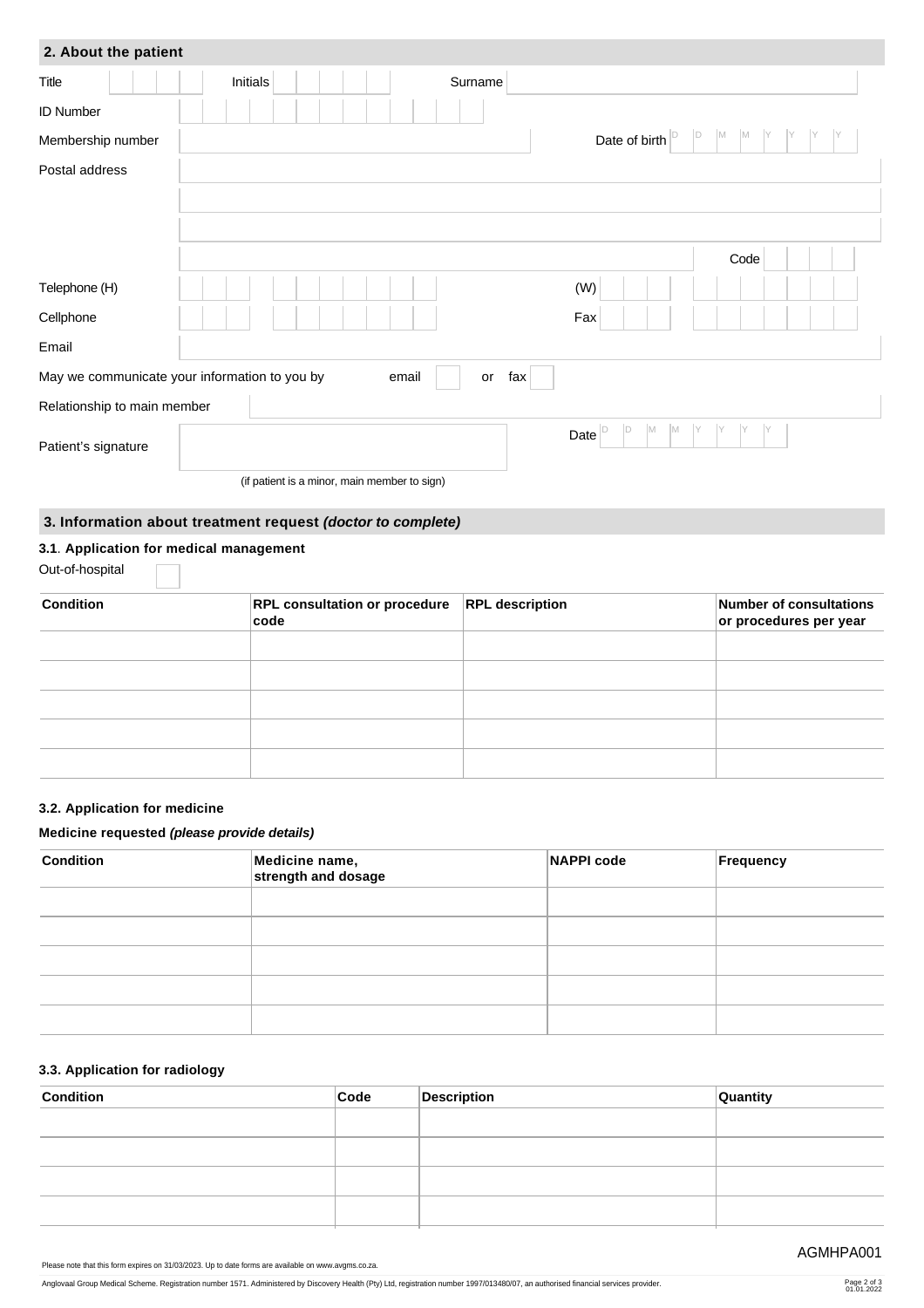## 2. About the patient

Title ____ Initials ____ Surname ____

ID Number ____

Membership number ____ Date of birth D D M M Y Y Y Y

Postal address ____

____

____

____ Code ____

Telephone (H) ____ (W) ____

Cellphone ____ Fax ____

Email ____

May we communicate your information to you by email ☐ or fax ☐

Relationship to main member ____

Patient's signature ____ Date D D M M Y Y Y Y

(if patient is a minor, main member to sign)

## 3. Information about treatment request *(doctor to complete)*

### 3.1. Application for medical management

Out-of-hospital ☐

| Condition | RPL consultation or procedure code | RPL description | Number of consultations or procedures per year |
|---|---|---|---|
| | | | |
| | | | |
| | | | |
| | | | |
| | | | |

### 3.2. Application for medicine

**Medicine requested *(please provide details)***

| Condition | Medicine name, strength and dosage | NAPPI code | Frequency |
|---|---|---|---|
| | | | |
| | | | |
| | | | |
| | | | |
| | | | |

### 3.3. Application for radiology

| Condition | Code | Description | Quantity |
|---|---|---|---|
| | | | |
| | | | |
| | | | |
| | | | |

AGMHPA001

Please note that this form expires on 31/03/2023. Up to date forms are available on www.avgms.co.za.

Anglovaal Group Medical Scheme. Registration number 1571. Administered by Discovery Health (Pty) Ltd, registration number 1997/013480/07, an authorised financial services provider.

01.01.2022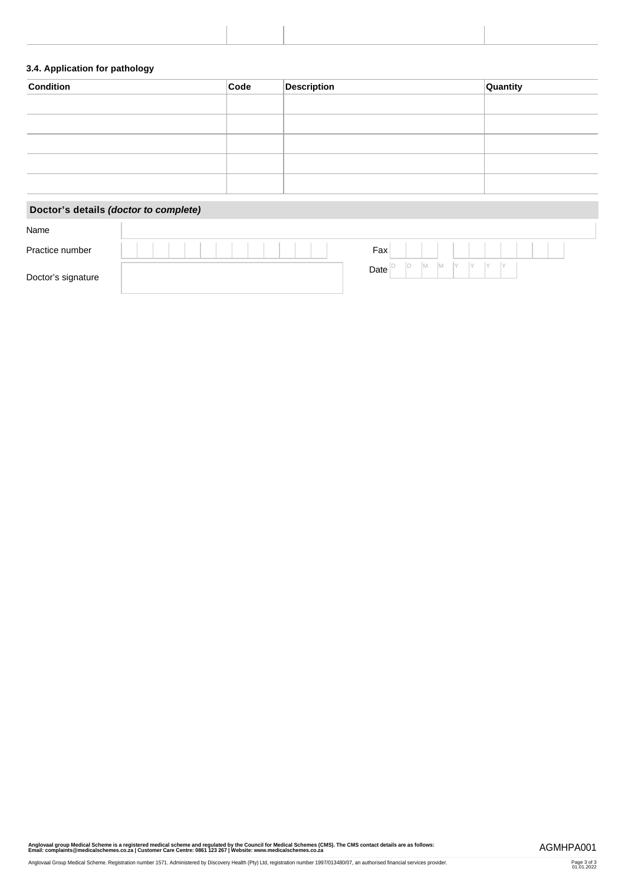| | | | |
|---|---|---|---|
| | | | |

### 3.4. Application for pathology

| Condition | Code | Description | Quantity |
|---|---|---|---|
| | | | |
| | | | |
| | | | |
| | | | |
| | | | |

## Doctor’s details *(doctor to complete)*

| | | | |
|---|---|---|---|
| Name | | | |
| Practice number | | Fax | |
| Doctor’s signature | | Date | D D M M Y Y Y Y |

**Anglovaal group Medical Scheme is a registered medical scheme and regulated by the Council for Medical Schemes (CMS). The CMS contact details are as follows:**
**Email: complaints@medicalschemes.co.za | Customer Care Centre: 0861 123 267 | Website: www.medicalschemes.co.za**

AGMHPA001

Anglovaal Group Medical Scheme. Registration number 1571. Administered by Discovery Health (Pty) Ltd, registration number 1997/013480/07, an authorised financial services provider.

01.01.2022